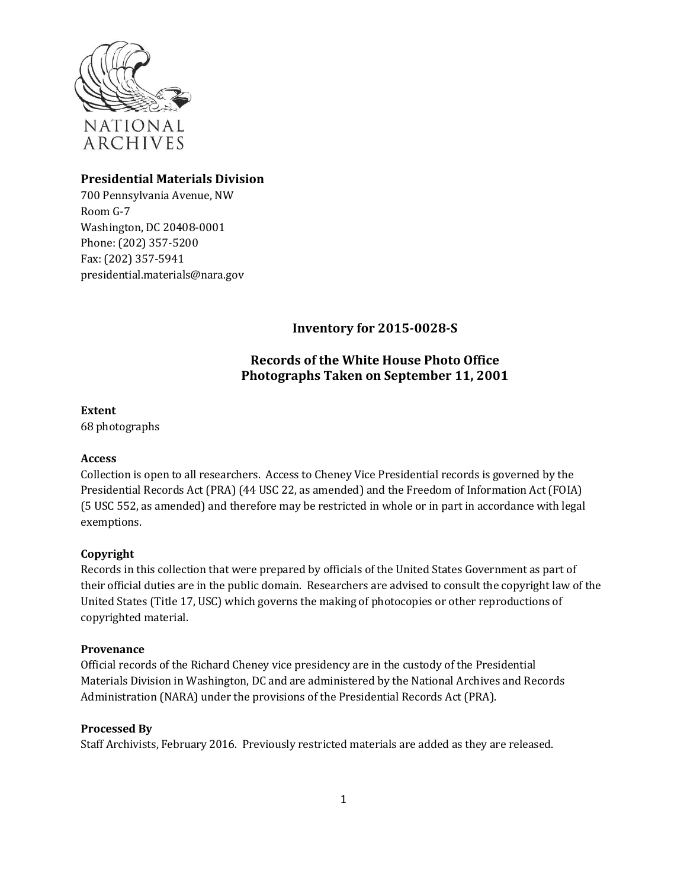NATIONAL ARCHIVES

**Presidential Materials Division**
700 Pennsylvania Avenue, NW
Room G-7
Washington, DC 20408-0001
Phone: (202) 357-5200
Fax: (202) 357-5941
presidential.materials@nara.gov

## Inventory for 2015-0028-S

## Records of the White House Photo Office
## Photographs Taken on September 11, 2001

**Extent**
68 photographs

**Access**
Collection is open to all researchers. Access to Cheney Vice Presidential records is governed by the Presidential Records Act (PRA) (44 USC 22, as amended) and the Freedom of Information Act (FOIA) (5 USC 552, as amended) and therefore may be restricted in whole or in part in accordance with legal exemptions.

**Copyright**
Records in this collection that were prepared by officials of the United States Government as part of their official duties are in the public domain. Researchers are advised to consult the copyright law of the United States (Title 17, USC) which governs the making of photocopies or other reproductions of copyrighted material.

**Provenance**
Official records of the Richard Cheney vice presidency are in the custody of the Presidential Materials Division in Washington, DC and are administered by the National Archives and Records Administration (NARA) under the provisions of the Presidential Records Act (PRA).

**Processed By**
Staff Archivists, February 2016. Previously restricted materials are added as they are released.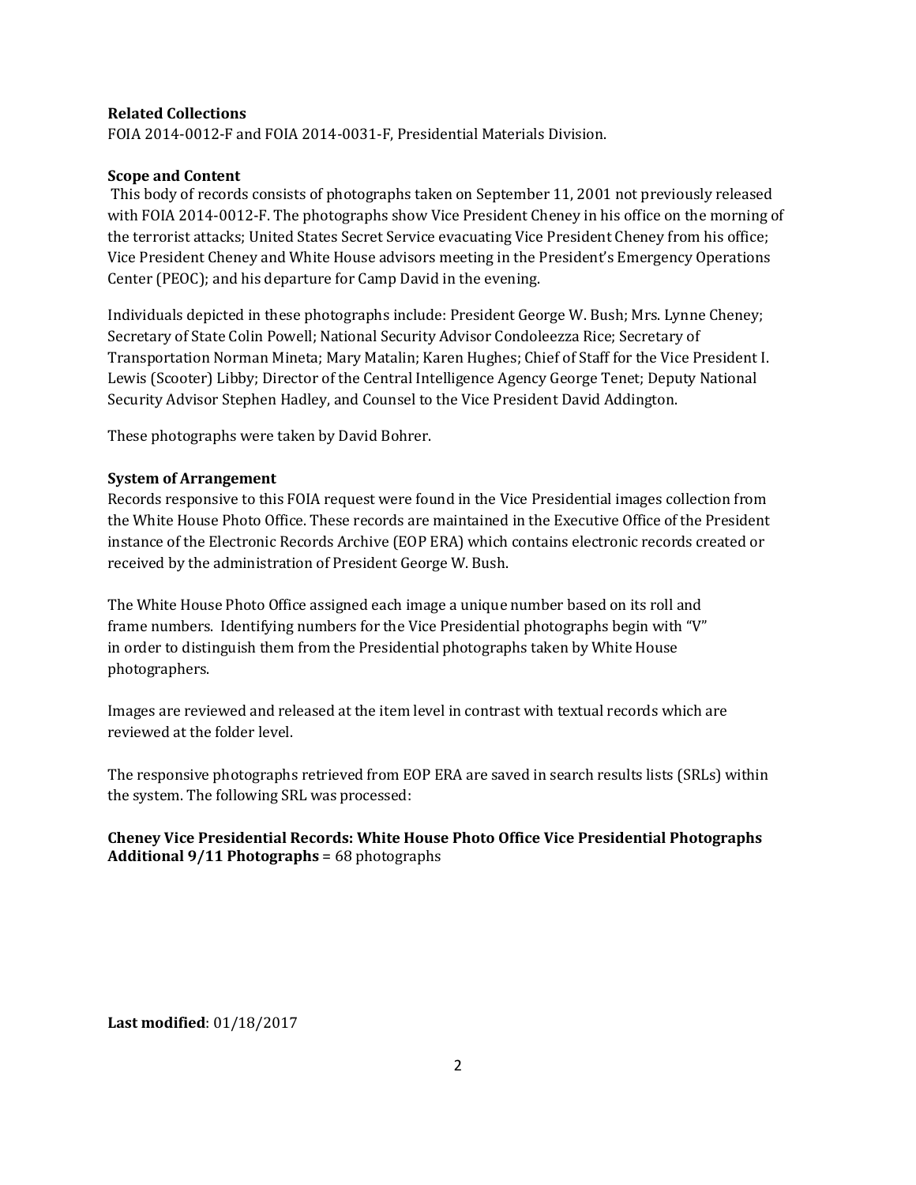**Related Collections**

FOIA 2014-0012-F and FOIA 2014-0031-F, Presidential Materials Division.

**Scope and Content**

This body of records consists of photographs taken on September 11, 2001 not previously released with FOIA 2014-0012-F. The photographs show Vice President Cheney in his office on the morning of the terrorist attacks; United States Secret Service evacuating Vice President Cheney from his office; Vice President Cheney and White House advisors meeting in the President's Emergency Operations Center (PEOC); and his departure for Camp David in the evening.

Individuals depicted in these photographs include: President George W. Bush; Mrs. Lynne Cheney; Secretary of State Colin Powell; National Security Advisor Condoleezza Rice; Secretary of Transportation Norman Mineta; Mary Matalin; Karen Hughes; Chief of Staff for the Vice President I. Lewis (Scooter) Libby; Director of the Central Intelligence Agency George Tenet; Deputy National Security Advisor Stephen Hadley, and Counsel to the Vice President David Addington.

These photographs were taken by David Bohrer.

**System of Arrangement**

Records responsive to this FOIA request were found in the Vice Presidential images collection from the White House Photo Office. These records are maintained in the Executive Office of the President instance of the Electronic Records Archive (EOP ERA) which contains electronic records created or received by the administration of President George W. Bush.

The White House Photo Office assigned each image a unique number based on its roll and frame numbers. Identifying numbers for the Vice Presidential photographs begin with "V" in order to distinguish them from the Presidential photographs taken by White House photographers.

Images are reviewed and released at the item level in contrast with textual records which are reviewed at the folder level.

The responsive photographs retrieved from EOP ERA are saved in search results lists (SRLs) within the system. The following SRL was processed:

**Cheney Vice Presidential Records: White House Photo Office Vice Presidential Photographs Additional 9/11 Photographs** = 68 photographs

**Last modified**: 01/18/2017